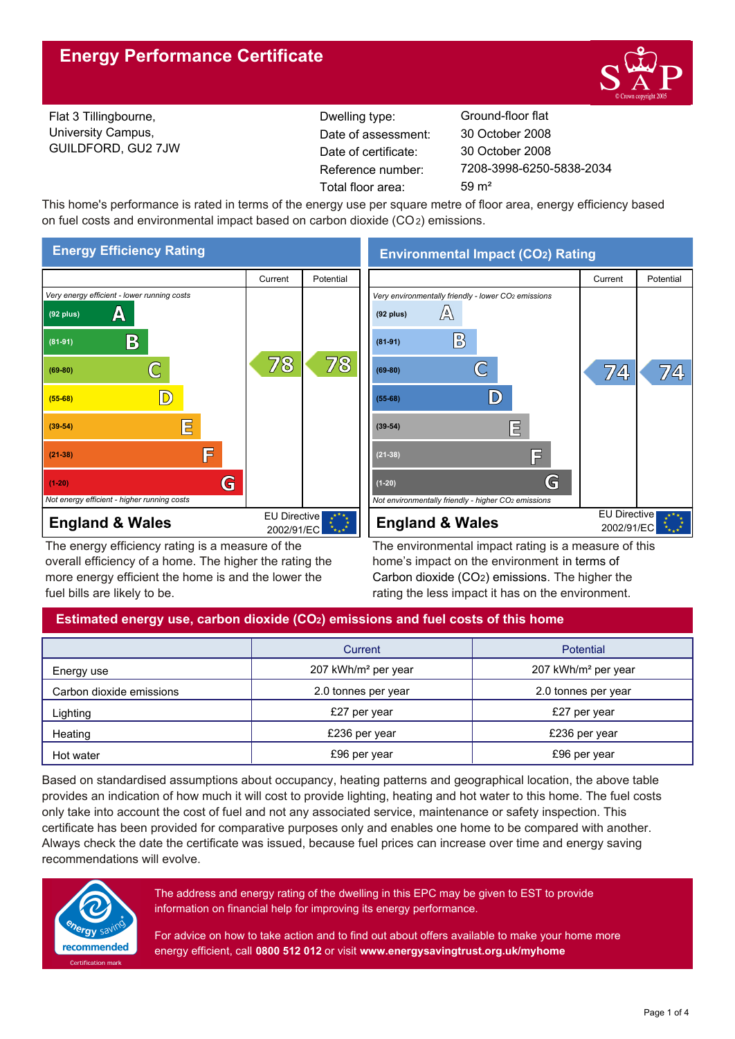# Energy Performance Certificate

Flat 3 Tillingbourne,
University Campus,
GUILDFORD, GU2 7JW

| | |
|---|---|
| Dwelling type: | Ground-floor flat |
| Date of assessment: | 30 October 2008 |
| Date of certificate: | 30 October 2008 |
| Reference number: | 7208-3998-6250-5838-2034 |
| Total floor area: | 59 m² |

This home's performance is rated in terms of the energy use per square metre of floor area, energy efficiency based on fuel costs and environmental impact based on carbon dioxide ($CO_2$) emissions.

## Energy Efficiency Rating

| | Current | Potential |
|---|---|---|
| *Very energy efficient - lower running costs* | | |
| (92 plus) A | | |
| (81-91) B | | |
| (69-80) C | 78 | 78 |
| (55-68) D | | |
| (39-54) E | | |
| (21-38) F | | |
| (1-20) G | | |
| *Not energy efficient - higher running costs* | | |

**England & Wales** — EU Directive 2002/91/EC

The energy efficiency rating is a measure of the overall efficiency of a home. The higher the rating the more energy efficient the home is and the lower the fuel bills are likely to be.

## Environmental Impact ($CO_2$) Rating

| | Current | Potential |
|---|---|---|
| *Very environmentally friendly - lower $CO_2$ emissions* | | |
| (92 plus) A | | |
| (81-91) B | | |
| (69-80) C | 74 | 74 |
| (55-68) D | | |
| (39-54) E | | |
| (21-38) F | | |
| (1-20) G | | |
| *Not environmentally friendly - higher $CO_2$ emissions* | | |

**England & Wales** — EU Directive 2002/91/EC

The environmental impact rating is a measure of this home's impact on the environment in terms of Carbon dioxide ($CO_2$) emissions. The higher the rating the less impact it has on the environment.

## Estimated energy use, carbon dioxide ($CO_2$) emissions and fuel costs of this home

| | Current | Potential |
|---|---|---|
| Energy use | 207 kWh/m² per year | 207 kWh/m² per year |
| Carbon dioxide emissions | 2.0 tonnes per year | 2.0 tonnes per year |
| Lighting | £27 per year | £27 per year |
| Heating | £236 per year | £236 per year |
| Hot water | £96 per year | £96 per year |

Based on standardised assumptions about occupancy, heating patterns and geographical location, the above table provides an indication of how much it will cost to provide lighting, heating and hot water to this home. The fuel costs only take into account the cost of fuel and not any associated service, maintenance or safety inspection. This certificate has been provided for comparative purposes only and enables one home to be compared with another. Always check the date the certificate was issued, because fuel prices can increase over time and energy saving recommendations will evolve.

energy saving recommended — Certification mark

The address and energy rating of the dwelling in this EPC may be given to EST to provide information on financial help for improving its energy performance.

For advice on how to take action and to find out about offers available to make your home more energy efficient, call **0800 512 012** or visit **www.energysavingtrust.org.uk/myhome**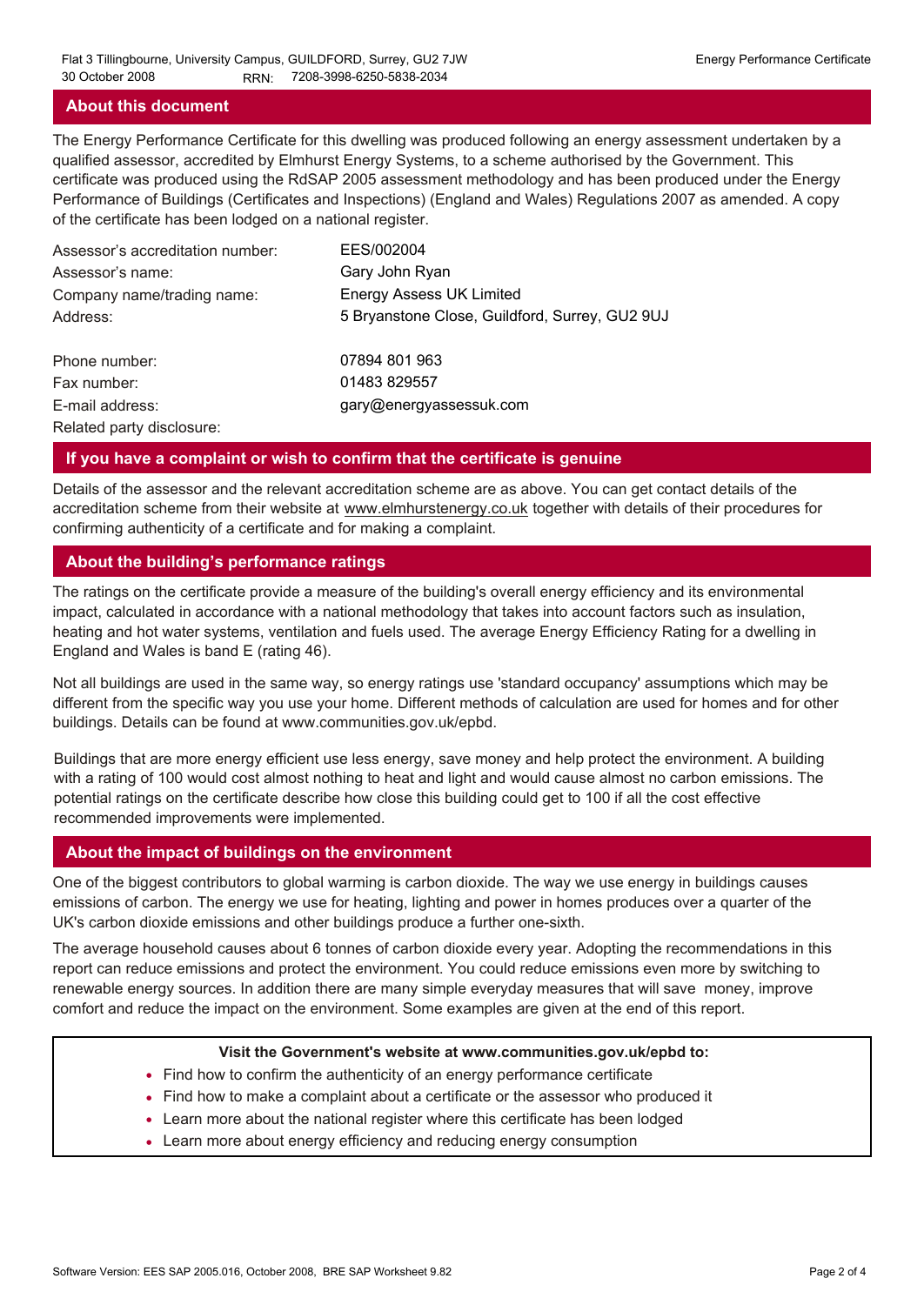## About this document

The Energy Performance Certificate for this dwelling was produced following an energy assessment undertaken by a qualified assessor, accredited by Elmhurst Energy Systems, to a scheme authorised by the Government. This certificate was produced using the RdSAP 2005 assessment methodology and has been produced under the Energy Performance of Buildings (Certificates and Inspections) (England and Wales) Regulations 2007 as amended. A copy of the certificate has been lodged on a national register.

| | |
|---|---|
| Assessor's accreditation number: | EES/002004 |
| Assessor's name: | Gary John Ryan |
| Company name/trading name: | Energy Assess UK Limited |
| Address: | 5 Bryanstone Close, Guildford, Surrey, GU2 9UJ |
| Phone number: | 07894 801 963 |
| Fax number: | 01483 829557 |
| E-mail address: | gary@energyassessuk.com |
| Related party disclosure: | |

## If you have a complaint or wish to confirm that the certificate is genuine

Details of the assessor and the relevant accreditation scheme are as above. You can get contact details of the accreditation scheme from their website at www.elmhurstenergy.co.uk together with details of their procedures for confirming authenticity of a certificate and for making a complaint.

## About the building's performance ratings

The ratings on the certificate provide a measure of the building's overall energy efficiency and its environmental impact, calculated in accordance with a national methodology that takes into account factors such as insulation, heating and hot water systems, ventilation and fuels used. The average Energy Efficiency Rating for a dwelling in England and Wales is band E (rating 46).

Not all buildings are used in the same way, so energy ratings use 'standard occupancy' assumptions which may be different from the specific way you use your home. Different methods of calculation are used for homes and for other buildings. Details can be found at www.communities.gov.uk/epbd.

Buildings that are more energy efficient use less energy, save money and help protect the environment. A building with a rating of 100 would cost almost nothing to heat and light and would cause almost no carbon emissions. The potential ratings on the certificate describe how close this building could get to 100 if all the cost effective recommended improvements were implemented.

## About the impact of buildings on the environment

One of the biggest contributors to global warming is carbon dioxide. The way we use energy in buildings causes emissions of carbon. The energy we use for heating, lighting and power in homes produces over a quarter of the UK's carbon dioxide emissions and other buildings produce a further one-sixth.

The average household causes about 6 tonnes of carbon dioxide every year. Adopting the recommendations in this report can reduce emissions and protect the environment. You could reduce emissions even more by switching to renewable energy sources. In addition there are many simple everyday measures that will save money, improve comfort and reduce the impact on the environment. Some examples are given at the end of this report.

**Visit the Government's website at www.communities.gov.uk/epbd to:**

- Find how to confirm the authenticity of an energy performance certificate
- Find how to make a complaint about a certificate or the assessor who produced it
- Learn more about the national register where this certificate has been lodged
- Learn more about energy efficiency and reducing energy consumption

Software Version: EES SAP 2005.016, October 2008, BRE SAP Worksheet 9.82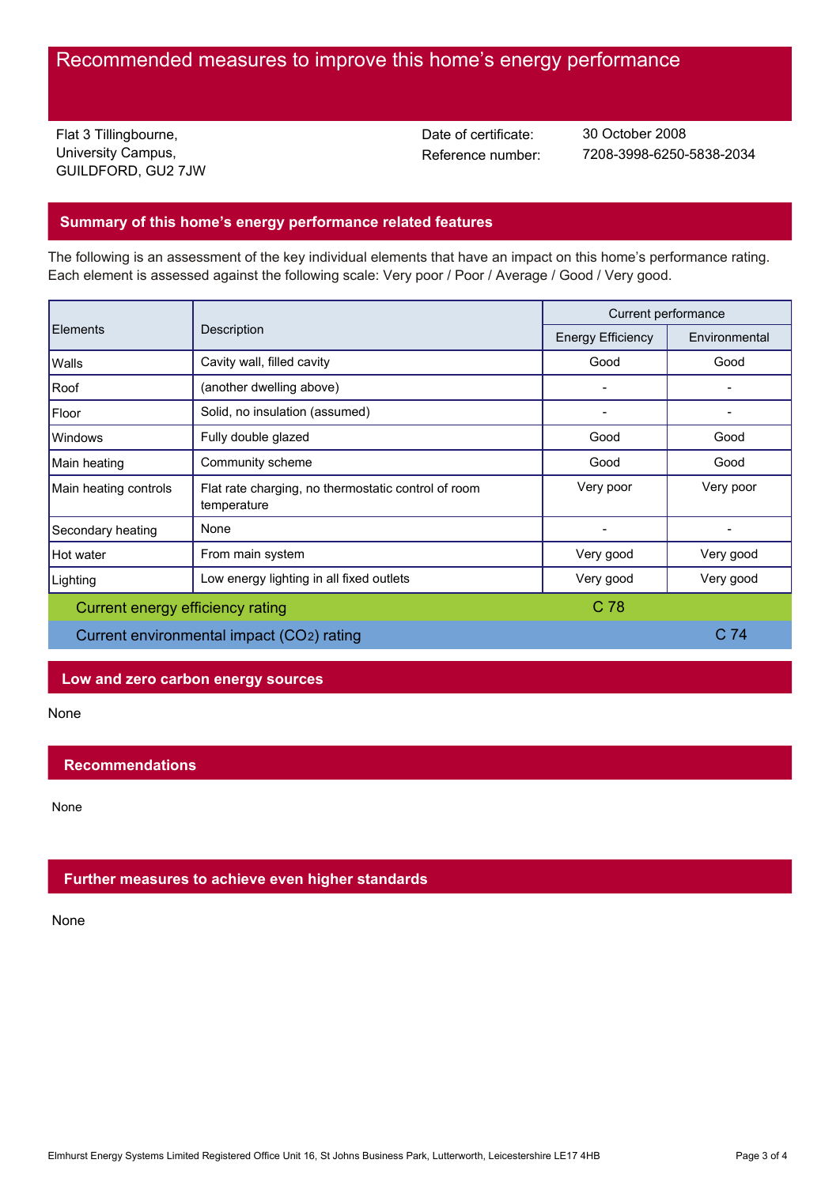# Recommended measures to improve this home's energy performance

Flat 3 Tillingbourne,
University Campus,
GUILDFORD, GU2 7JW

Date of certificate: 30 October 2008
Reference number: 7208-3998-6250-5838-2034

## Summary of this home's energy performance related features

The following is an assessment of the key individual elements that have an impact on this home's performance rating. Each element is assessed against the following scale: Very poor / Poor / Average / Good / Very good.

| Elements | Description | Current performance | |
|---|---|---|---|
| | | Energy Efficiency | Environmental |
| Walls | Cavity wall, filled cavity | Good | Good |
| Roof | (another dwelling above) | - | - |
| Floor | Solid, no insulation (assumed) | - | - |
| Windows | Fully double glazed | Good | Good |
| Main heating | Community scheme | Good | Good |
| Main heating controls | Flat rate charging, no thermostatic control of room temperature | Very poor | Very poor |
| Secondary heating | None | - | - |
| Hot water | From main system | Very good | Very good |
| Lighting | Low energy lighting in all fixed outlets | Very good | Very good |
| Current energy efficiency rating | | C 78 | |
| Current environmental impact ($CO_2$) rating | | | C 74 |

## Low and zero carbon energy sources

None

## Recommendations

None

## Further measures to achieve even higher standards

None

Elmhurst Energy Systems Limited Registered Office Unit 16, St Johns Business Park, Lutterworth, Leicestershire LE17 4HB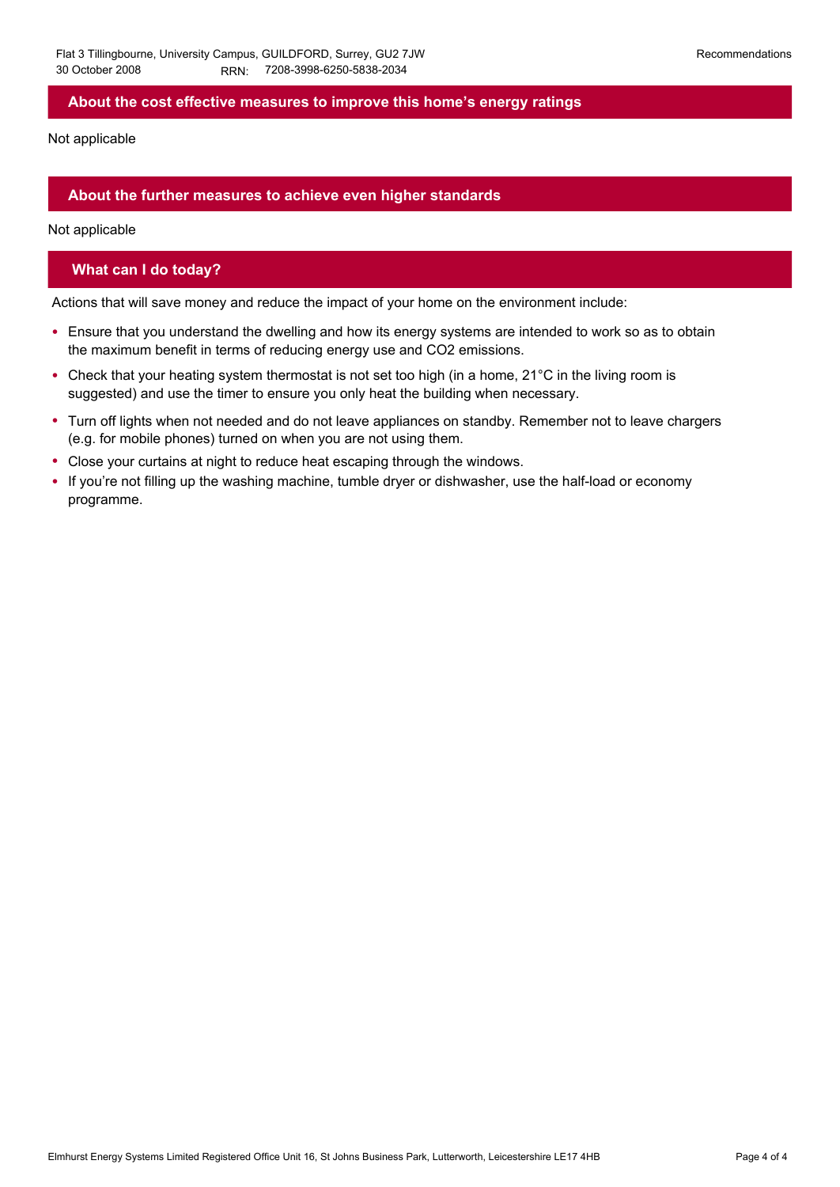## About the cost effective measures to improve this home's energy ratings

Not applicable

## About the further measures to achieve even higher standards

Not applicable

## What can I do today?

Actions that will save money and reduce the impact of your home on the environment include:

- Ensure that you understand the dwelling and how its energy systems are intended to work so as to obtain the maximum benefit in terms of reducing energy use and $CO_2$ emissions.
- Check that your heating system thermostat is not set too high (in a home, 21°C in the living room is suggested) and use the timer to ensure you only heat the building when necessary.
- Turn off lights when not needed and do not leave appliances on standby. Remember not to leave chargers (e.g. for mobile phones) turned on when you are not using them.
- Close your curtains at night to reduce heat escaping through the windows.
- If you're not filling up the washing machine, tumble dryer or dishwasher, use the half-load or economy programme.